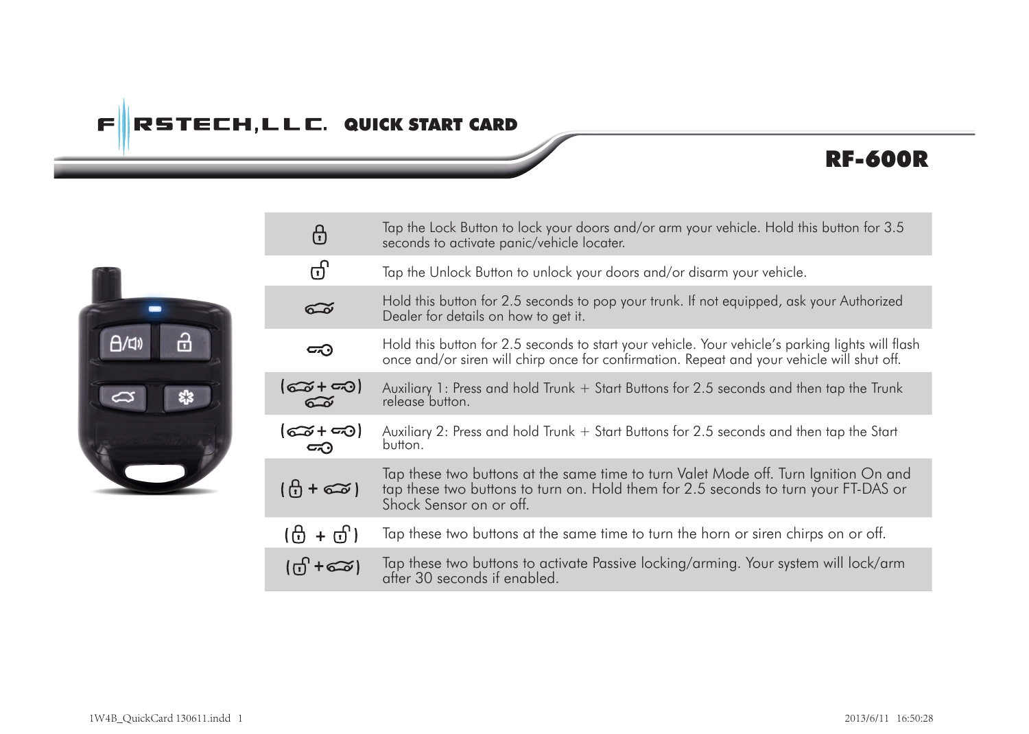# FIRSTECH, LLC. QUICK START CARD

## RF-600R

| Button | Function |
|---|---|
| Lock | Tap the Lock Button to lock your doors and/or arm your vehicle. Hold this button for 3.5 seconds to activate panic/vehicle locater. |
| Unlock | Tap the Unlock Button to unlock your doors and/or disarm your vehicle. |
| Trunk | Hold this button for 2.5 seconds to pop your trunk. If not equipped, ask your Authorized Dealer for details on how to get it. |
| Start | Hold this button for 2.5 seconds to start your vehicle. Your vehicle's parking lights will flash once and/or siren will chirp once for confirmation. Repeat and your vehicle will shut off. |
| (Trunk + Start) Trunk | Auxiliary 1: Press and hold Trunk + Start Buttons for 2.5 seconds and then tap the Trunk release button. |
| (Trunk + Start) Start | Auxiliary 2: Press and hold Trunk + Start Buttons for 2.5 seconds and then tap the Start button. |
| (Lock + Trunk) | Tap these two buttons at the same time to turn Valet Mode off. Turn Ignition On and tap these two buttons to turn on. Hold them for 2.5 seconds to turn your FT-DAS or Shock Sensor on or off. |
| (Lock + Unlock) | Tap these two buttons at the same time to turn the horn or siren chirps on or off. |
| (Unlock + Trunk) | Tap these two buttons to activate Passive locking/arming. Your system will lock/arm after 30 seconds if enabled. |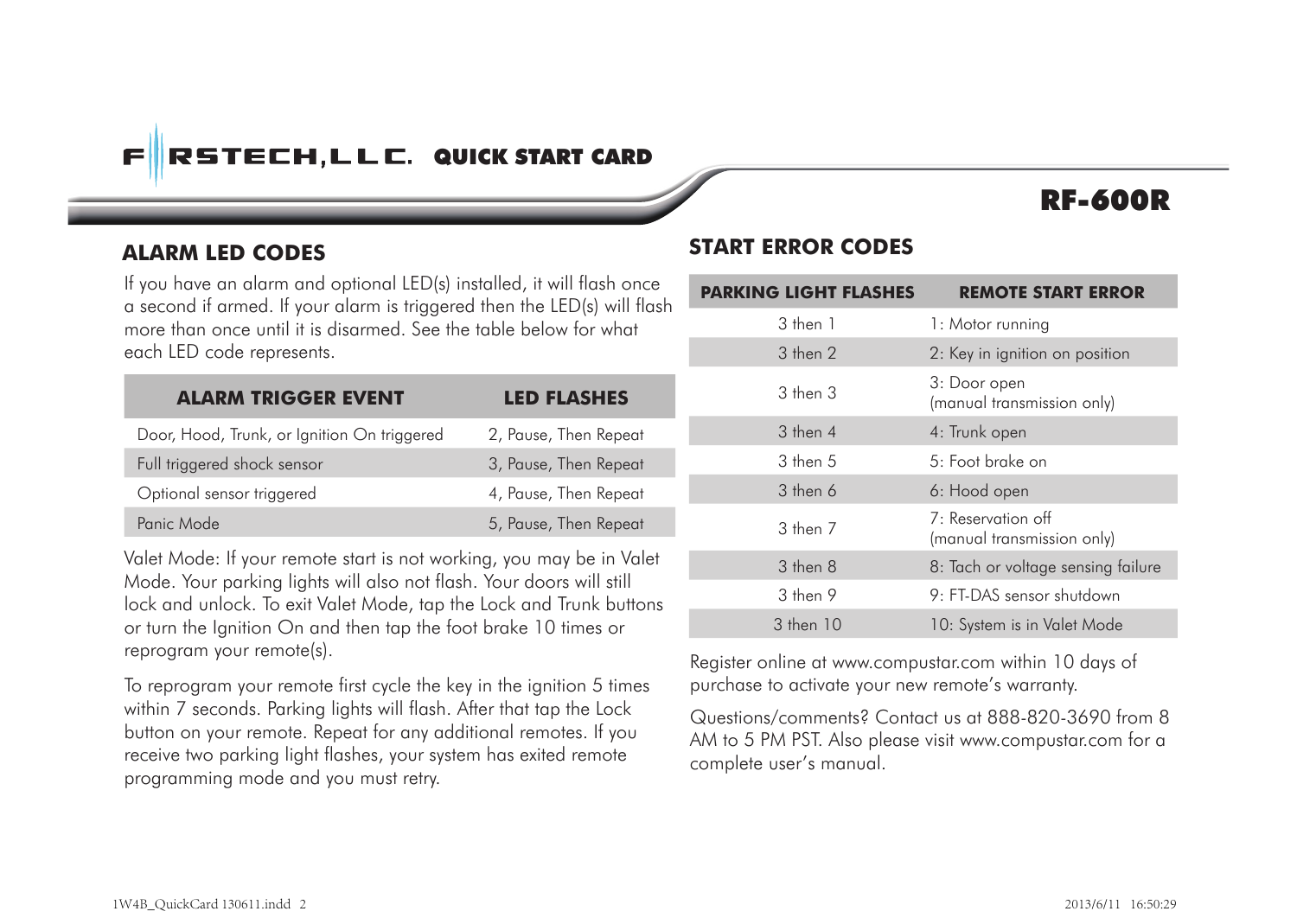FIRSTECH, LLC. **QUICK START CARD**

# RF-600R

## ALARM LED CODES

If you have an alarm and optional LED(s) installed, it will flash once a second if armed. If your alarm is triggered then the LED(s) will flash more than once until it is disarmed. See the table below for what each LED code represents.

| ALARM TRIGGER EVENT | LED FLASHES |
|---|---|
| Door, Hood, Trunk, or Ignition On triggered | 2, Pause, Then Repeat |
| Full triggered shock sensor | 3, Pause, Then Repeat |
| Optional sensor triggered | 4, Pause, Then Repeat |
| Panic Mode | 5, Pause, Then Repeat |

Valet Mode: If your remote start is not working, you may be in Valet Mode. Your parking lights will also not flash. Your doors will still lock and unlock. To exit Valet Mode, tap the Lock and Trunk buttons or turn the Ignition On and then tap the foot brake 10 times or reprogram your remote(s).

To reprogram your remote first cycle the key in the ignition 5 times within 7 seconds. Parking lights will flash. After that tap the Lock button on your remote. Repeat for any additional remotes. If you receive two parking light flashes, your system has exited remote programming mode and you must retry.

## START ERROR CODES

| PARKING LIGHT FLASHES | REMOTE START ERROR |
|---|---|
| 3 then 1 | 1: Motor running |
| 3 then 2 | 2: Key in ignition on position |
| 3 then 3 | 3: Door open (manual transmission only) |
| 3 then 4 | 4: Trunk open |
| 3 then 5 | 5: Foot brake on |
| 3 then 6 | 6: Hood open |
| 3 then 7 | 7: Reservation off (manual transmission only) |
| 3 then 8 | 8: Tach or voltage sensing failure |
| 3 then 9 | 9: FT-DAS sensor shutdown |
| 3 then 10 | 10: System is in Valet Mode |

Register online at www.compustar.com within 10 days of purchase to activate your new remote's warranty.

Questions/comments? Contact us at 888-820-3690 from 8 AM to 5 PM PST. Also please visit www.compustar.com for a complete user's manual.